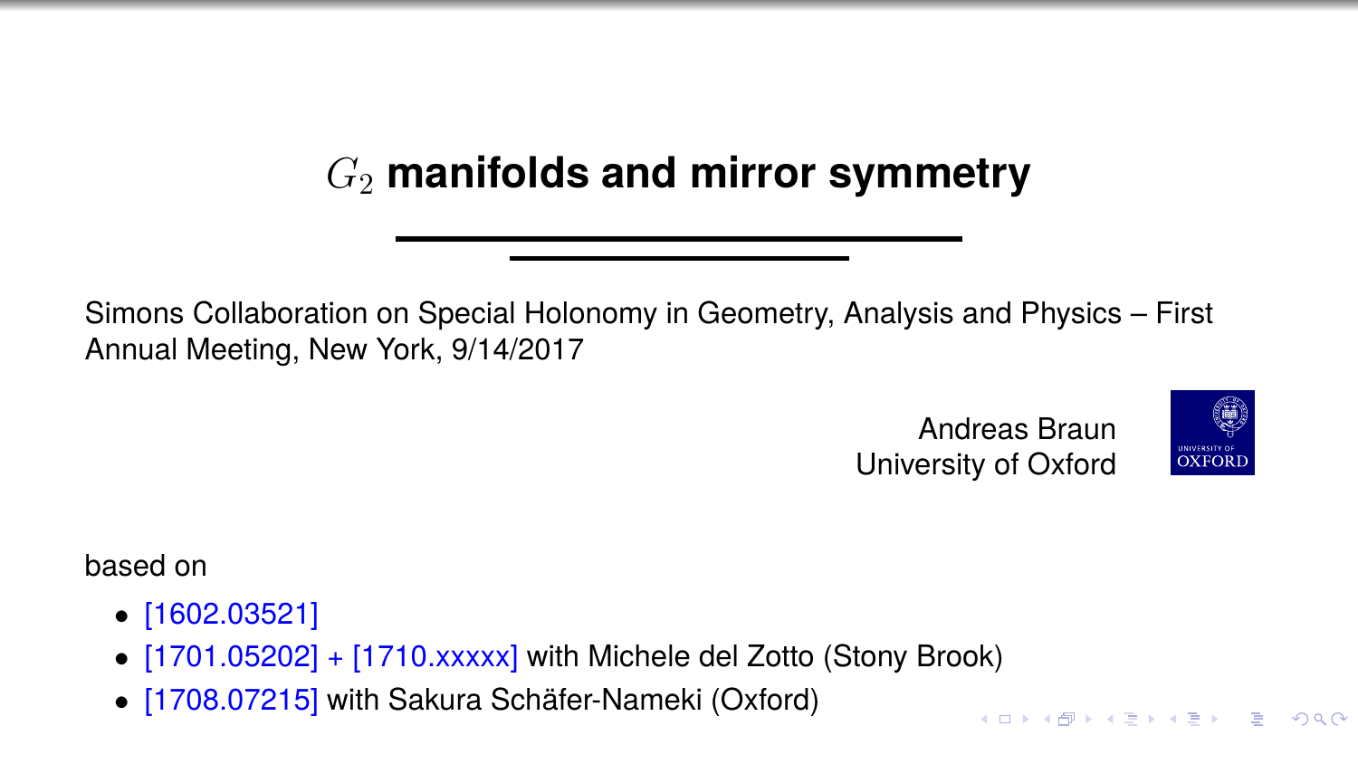# $G_2$ manifolds and mirror symmetry

Simons Collaboration on Special Holonomy in Geometry, Analysis and Physics – First Annual Meeting, New York, 9/14/2017

Andreas Braun
University of Oxford

based on

- [1602.03521]
- [1701.05202] + [1710.xxxxx] with Michele del Zotto (Stony Brook)
- [1708.07215] with Sakura Schäfer-Nameki (Oxford)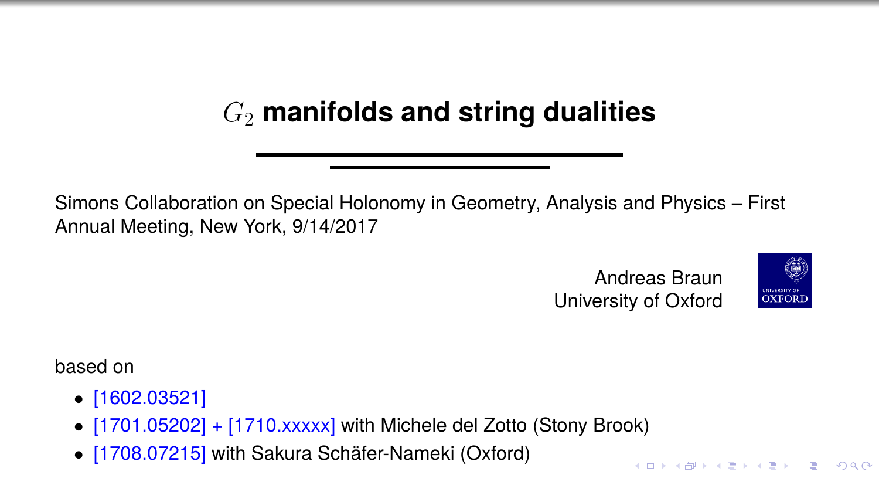# $G_2$ manifolds and string dualities

Simons Collaboration on Special Holonomy in Geometry, Analysis and Physics – First Annual Meeting, New York, 9/14/2017

Andreas Braun
University of Oxford

based on

- [1602.03521]
- [1701.05202] + [1710.xxxxx] with Michele del Zotto (Stony Brook)
- [1708.07215] with Sakura Schäfer-Nameki (Oxford)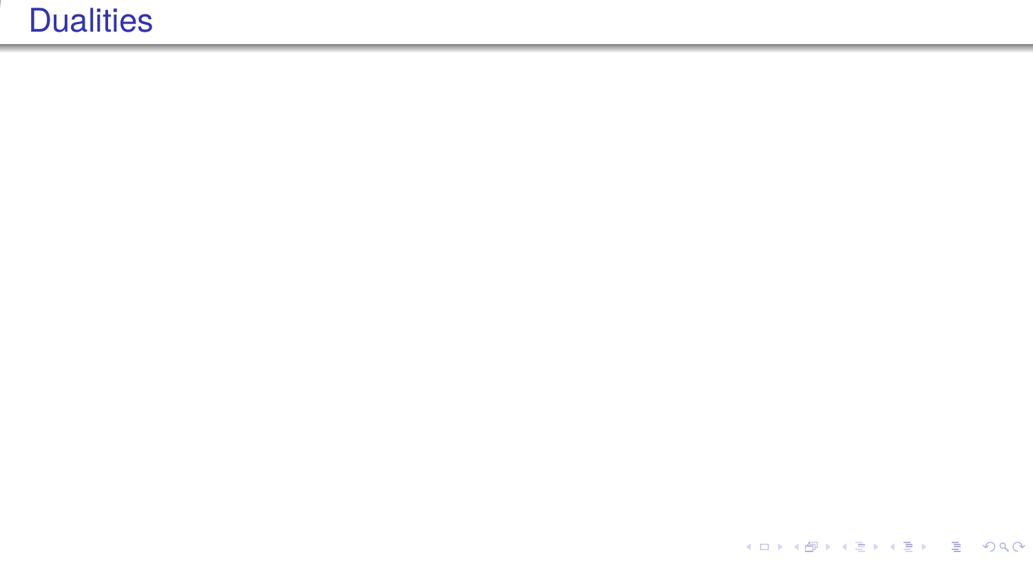# Dualities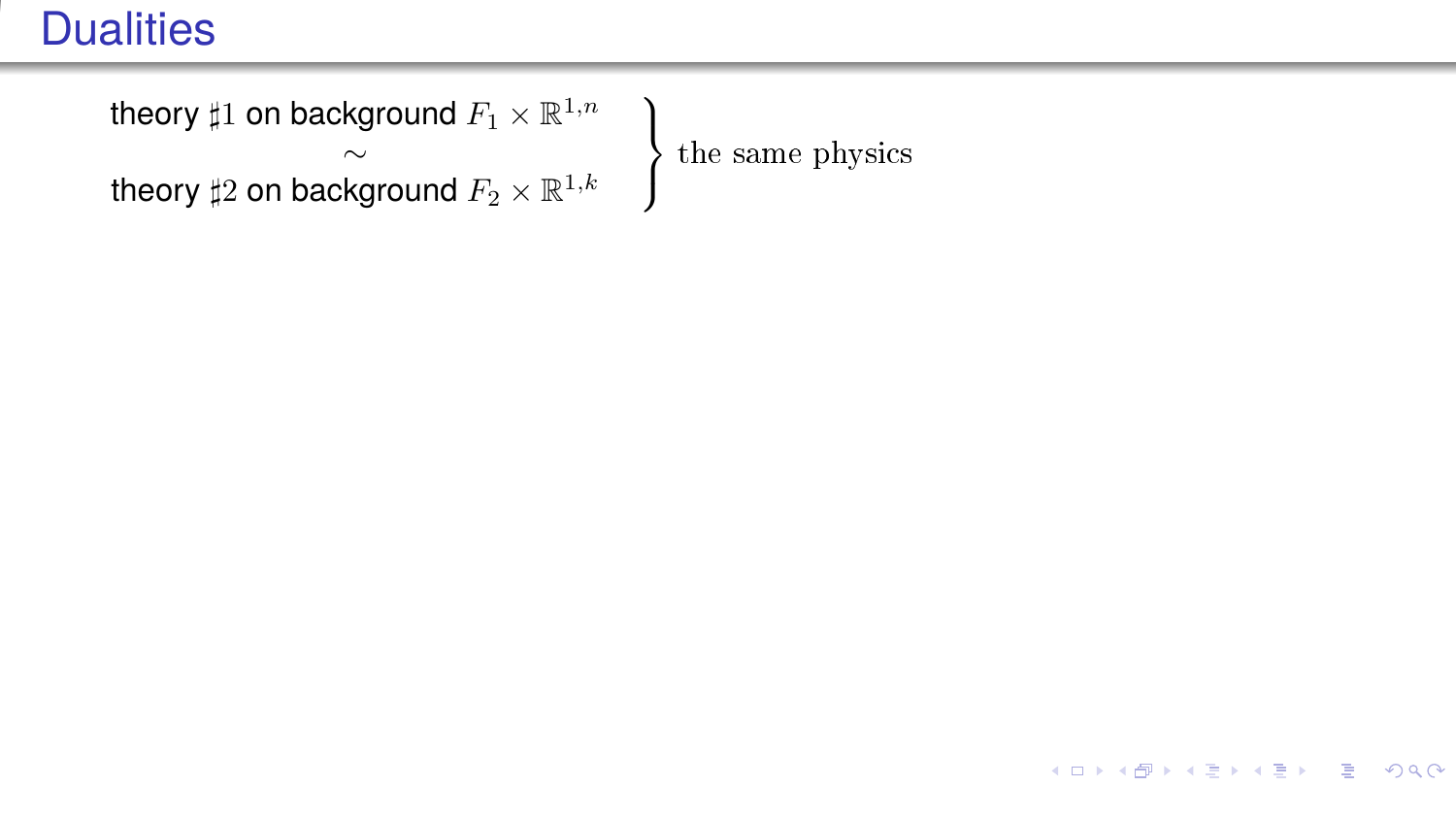# Dualities

$$\left.\begin{array}{c}\text{theory } \sharp 1 \text{ on background } F_1 \times \mathbb{R}^{1,n} \\ \sim \\ \text{theory } \sharp 2 \text{ on background } F_2 \times \mathbb{R}^{1,k}\end{array}\right\} \text{the same physics}$$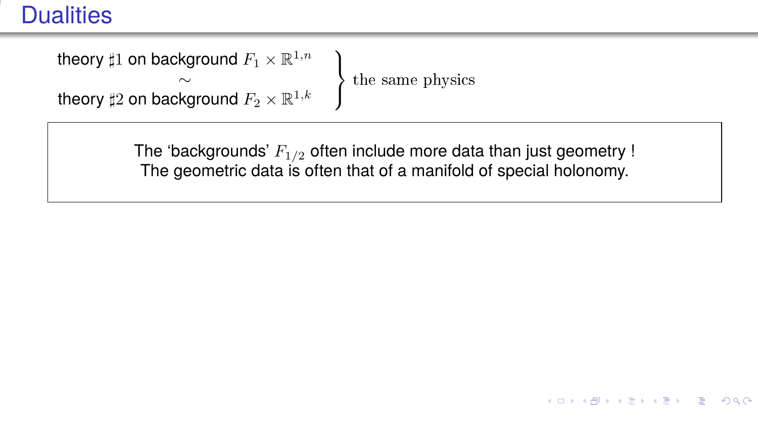# Dualities

$$\left.\begin{array}{c}\text{theory } \sharp 1 \text{ on background } F_1 \times \mathbb{R}^{1,n} \\ \sim \\ \text{theory } \sharp 2 \text{ on background } F_2 \times \mathbb{R}^{1,k}\end{array}\right\} \text{the same physics}$$

The 'backgrounds' $F_{1/2}$ often include more data than just geometry !
The geometric data is often that of a manifold of special holonomy.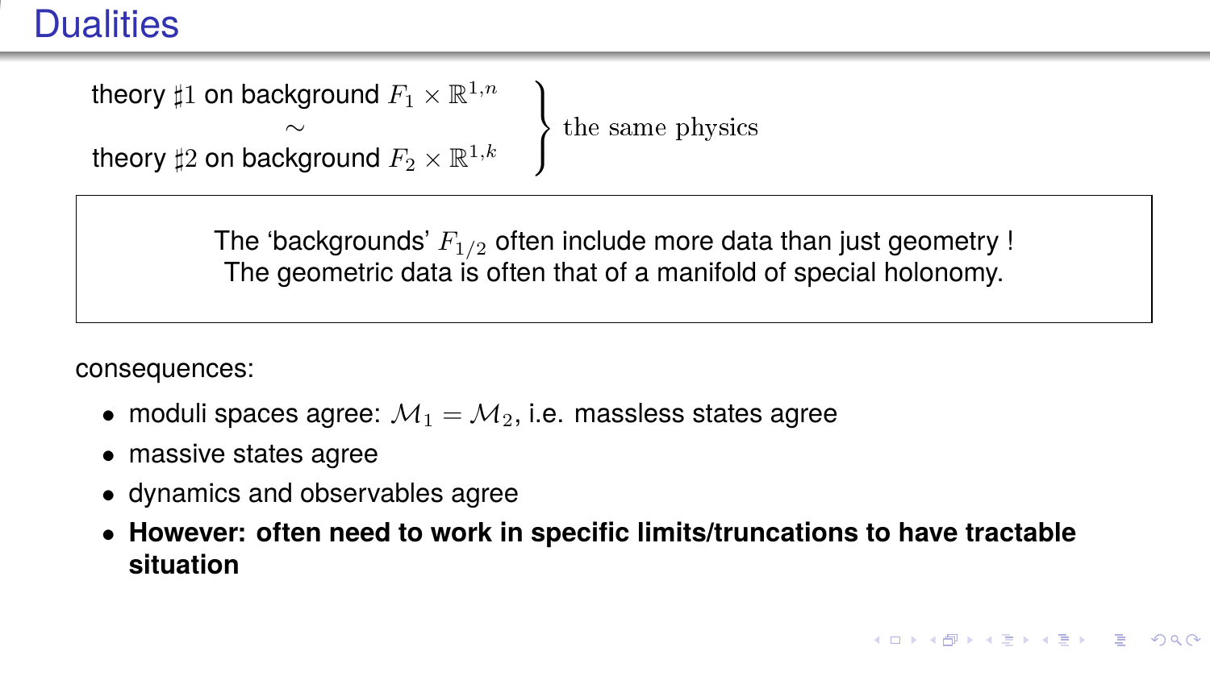# Dualities

$$\left.\begin{array}{c}\text{theory } \sharp 1 \text{ on background } F_1 \times \mathbb{R}^{1,n} \\ \sim \\ \text{theory } \sharp 2 \text{ on background } F_2 \times \mathbb{R}^{1,k}\end{array}\right\} \text{the same physics}$$

> The 'backgrounds' $F_{1/2}$ often include more data than just geometry !
> The geometric data is often that of a manifold of special holonomy.

consequences:

- moduli spaces agree: $\mathcal{M}_1 = \mathcal{M}_2$, i.e. massless states agree
- massive states agree
- dynamics and observables agree
- **However: often need to work in specific limits/truncations to have tractable situation**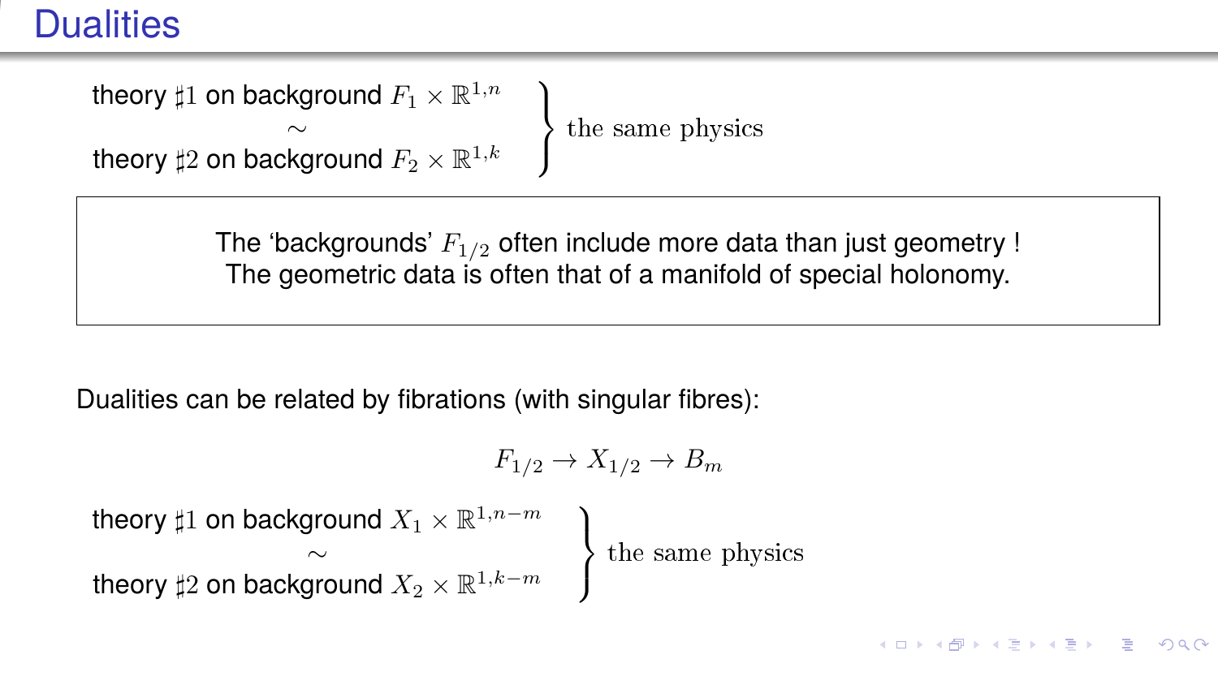# Dualities

$$\left.\begin{array}{c}\text{theory } \sharp 1 \text{ on background } F_1 \times \mathbb{R}^{1,n} \\ \sim \\ \text{theory } \sharp 2 \text{ on background } F_2 \times \mathbb{R}^{1,k}\end{array}\right\} \text{the same physics}$$

> The 'backgrounds' $F_{1/2}$ often include more data than just geometry !
> The geometric data is often that of a manifold of special holonomy.

Dualities can be related by fibrations (with singular fibres):

$$F_{1/2} \to X_{1/2} \to B_m$$

$$\left.\begin{array}{c}\text{theory } \sharp 1 \text{ on background } X_1 \times \mathbb{R}^{1,n-m} \\ \sim \\ \text{theory } \sharp 2 \text{ on background } X_2 \times \mathbb{R}^{1,k-m}\end{array}\right\} \text{the same physics}$$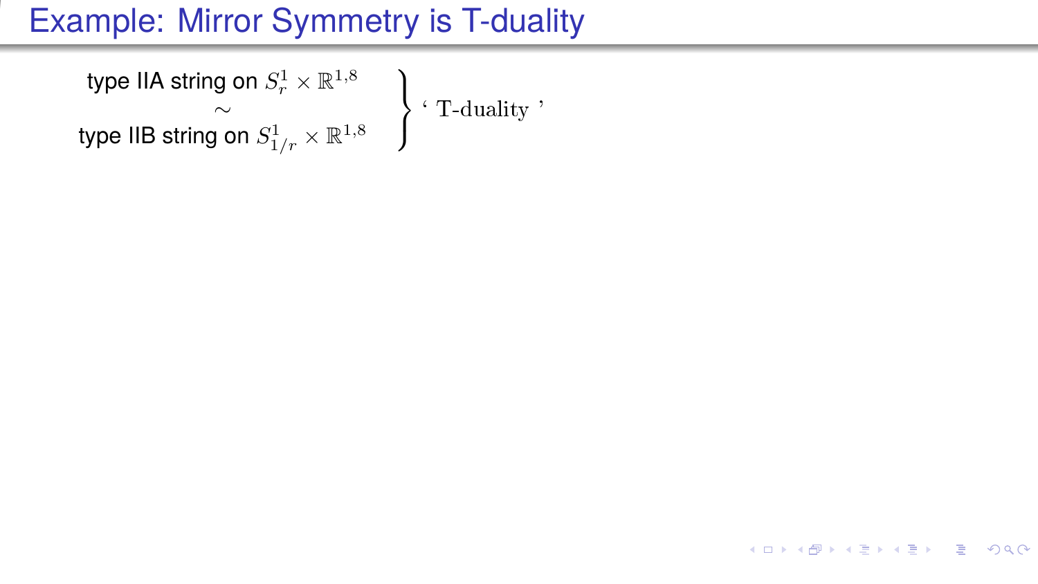# Example: Mirror Symmetry is T-duality

$$\left.\begin{array}{c}\text{type IIA string on } S^1_r \times \mathbb{R}^{1,8} \\ \sim \\ \text{type IIB string on } S^1_{1/r} \times \mathbb{R}^{1,8}\end{array}\right\} \text{ ` T-duality '}$$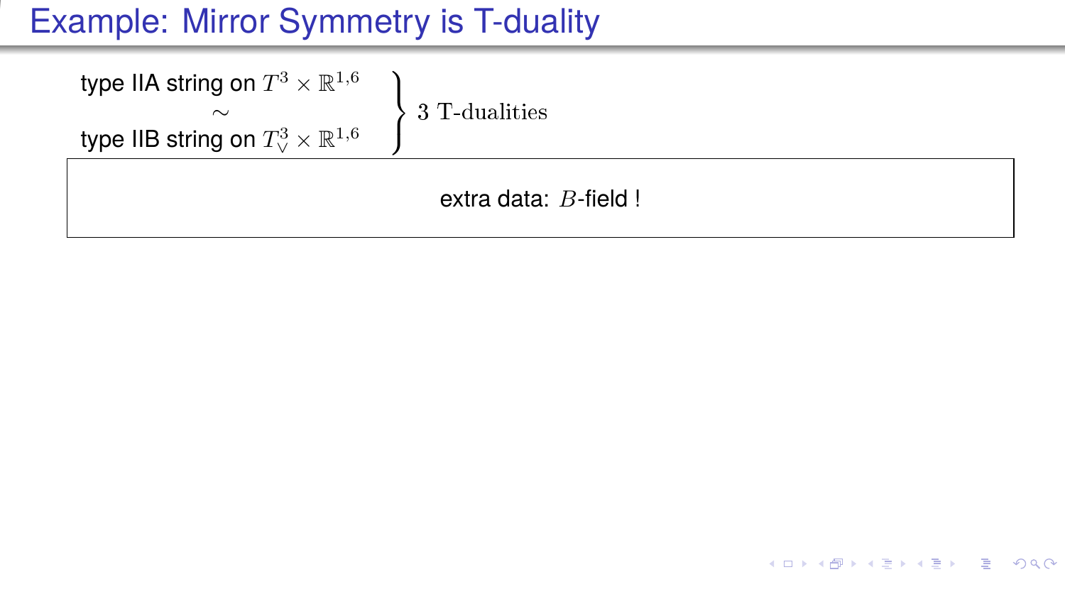# Example: Mirror Symmetry is T-duality

$$\left.\begin{array}{c}\text{type IIA string on } T^3 \times \mathbb{R}^{1,6} \\ \sim \\ \text{type IIB string on } T^3_\vee \times \mathbb{R}^{1,6}\end{array}\right\} \text{3 T-dualities}$$

extra data: $B$-field !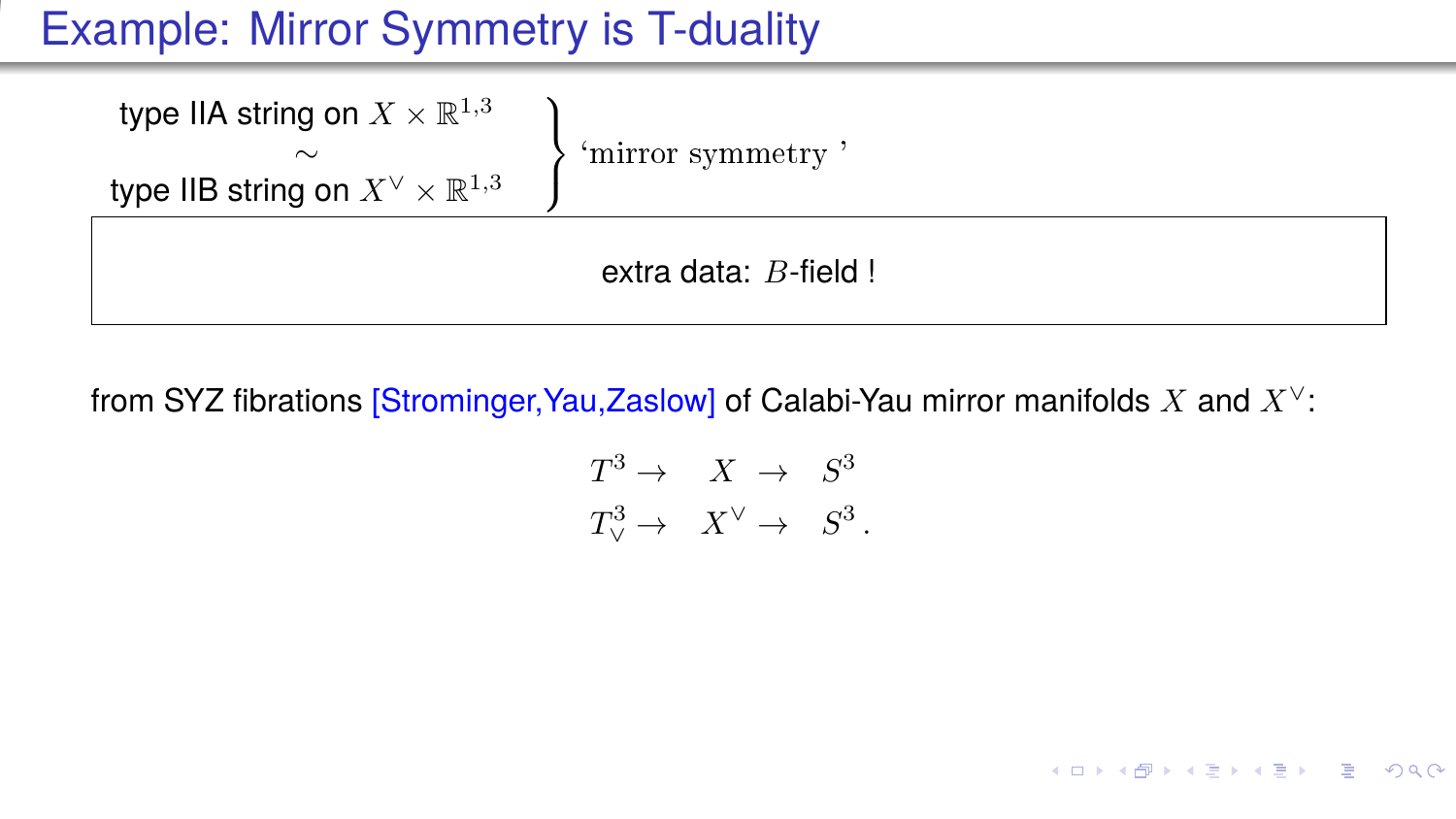# Example: Mirror Symmetry is T-duality

$$\left.\begin{array}{c}\text{type IIA string on } X \times \mathbb{R}^{1,3} \\ \sim \\ \text{type IIB string on } X^\vee \times \mathbb{R}^{1,3}\end{array}\right\} \text{‘mirror symmetry’}$$

extra data: $B$-field !

from SYZ fibrations [Strominger,Yau,Zaslow] of Calabi-Yau mirror manifolds $X$ and $X^\vee$:

$$\begin{array}{ccccc} T^3 & \to & X & \to & S^3 \\ T^3_\vee & \to & X^\vee & \to & S^3 \, . \end{array}$$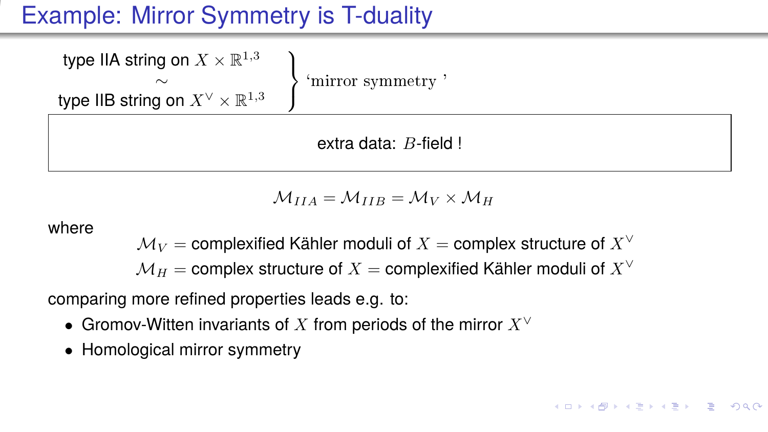# Example: Mirror Symmetry is T-duality

$$\left.\begin{array}{c}\text{type IIA string on } X \times \mathbb{R}^{1,3} \\ \sim \\ \text{type IIB string on } X^\vee \times \mathbb{R}^{1,3}\end{array}\right\} \text{`mirror symmetry'}$$

extra data: $B$-field !

$$\mathcal{M}_{IIA} = \mathcal{M}_{IIB} = \mathcal{M}_V \times \mathcal{M}_H$$

where

$\mathcal{M}_V =$ complexified Kähler moduli of $X =$ complex structure of $X^\vee$

$\mathcal{M}_H =$ complex structure of $X =$ complexified Kähler moduli of $X^\vee$

comparing more refined properties leads e.g. to:

- Gromov-Witten invariants of $X$ from periods of the mirror $X^\vee$
- Homological mirror symmetry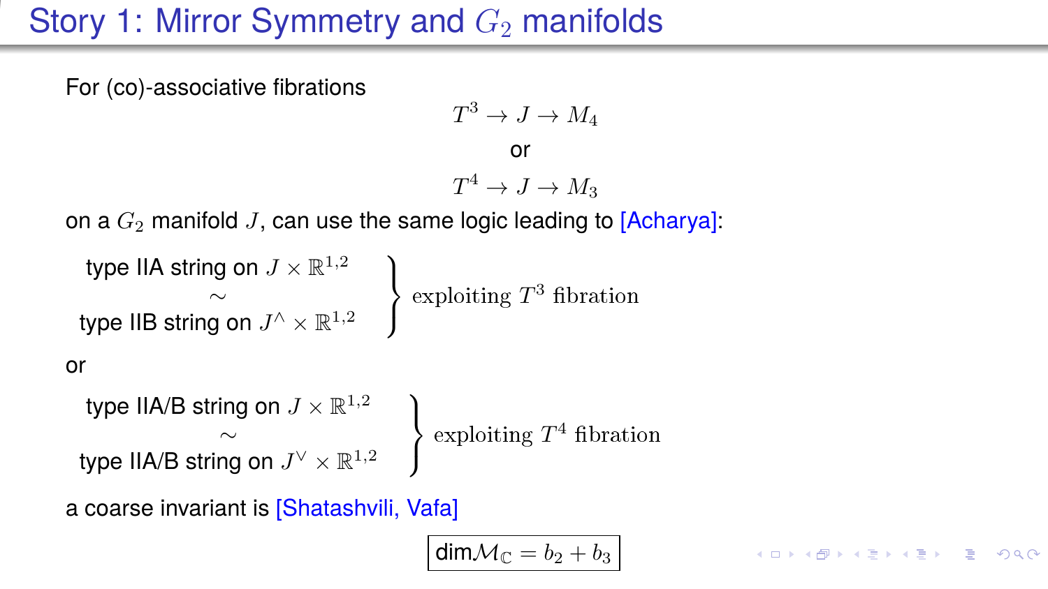# Story 1: Mirror Symmetry and $G_2$ manifolds

For (co)-associative fibrations

$$T^3 \to J \to M_4$$

or

$$T^4 \to J \to M_3$$

on a $G_2$ manifold $J$, can use the same logic leading to [Acharya]:

$$\left.\begin{array}{c} \text{type IIA string on } J \times \mathbb{R}^{1,2} \\ \sim \\ \text{type IIB string on } J^\wedge \times \mathbb{R}^{1,2} \end{array}\right\} \text{exploiting } T^3 \text{ fibration}$$

or

$$\left.\begin{array}{c} \text{type IIA/B string on } J \times \mathbb{R}^{1,2} \\ \sim \\ \text{type IIA/B string on } J^\vee \times \mathbb{R}^{1,2} \end{array}\right\} \text{exploiting } T^4 \text{ fibration}$$

a coarse invariant is [Shatashvili, Vafa]

$$\boxed{\dim \mathcal{M}_{\mathbb{C}} = b_2 + b_3}$$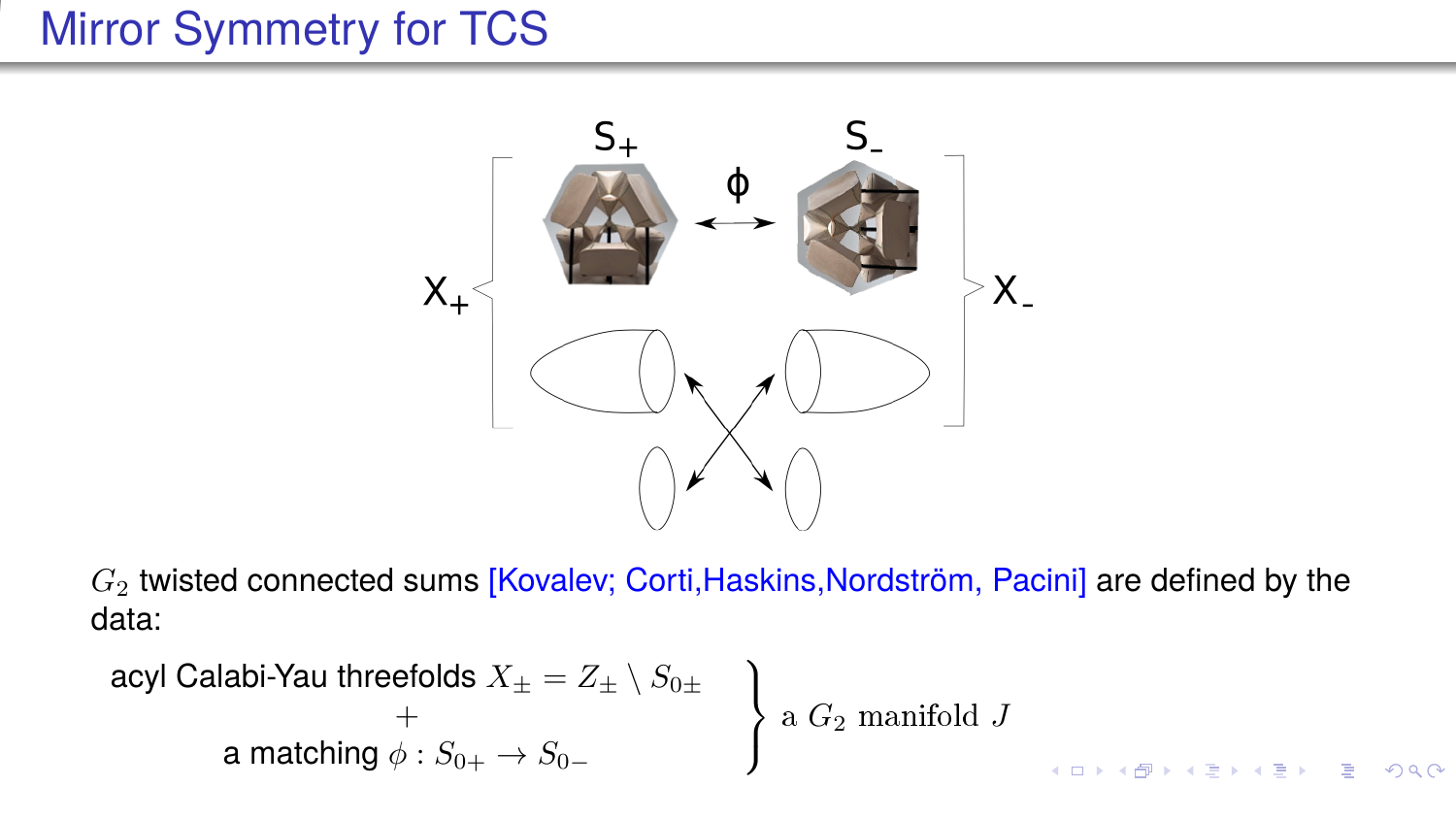# Mirror Symmetry for TCS

$G_2$ twisted connected sums [Kovalev; Corti,Haskins,Nordström, Pacini] are defined by the data:

$$\left.\begin{array}{c}\text{acyl Calabi-Yau threefolds } X_\pm = Z_\pm \setminus S_{0\pm} \\ + \\ \text{a matching } \phi : S_{0+} \to S_{0-}\end{array}\right\} \text{a } G_2 \text{ manifold } J$$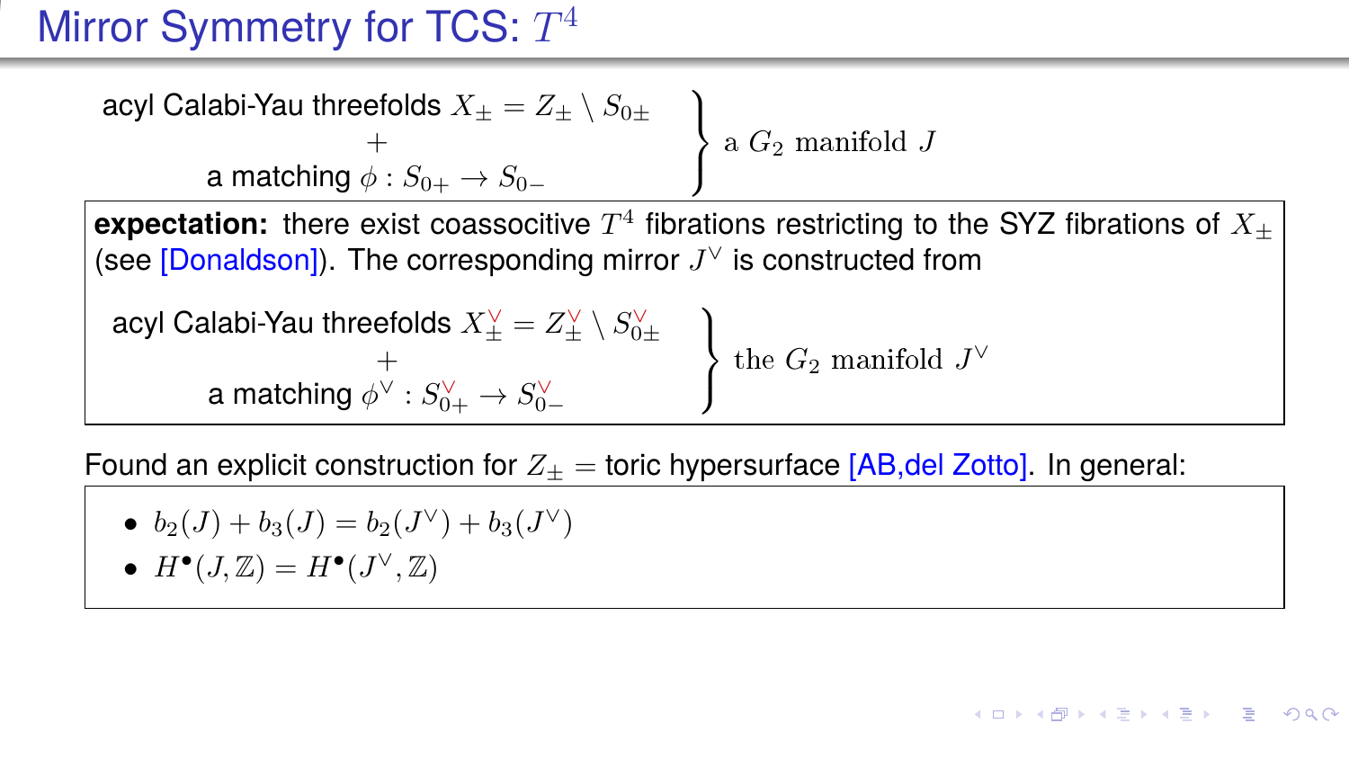# Mirror Symmetry for TCS: $T^4$

acyl Calabi-Yau threefolds $X_\pm = Z_\pm \setminus S_{0\pm}$
\+
a matching $\phi : S_{0+} \to S_{0-}$

$\Big\}$ a $G_2$ manifold $J$

**expectation:** there exist coassocitive $T^4$ fibrations restricting to the SYZ fibrations of $X_\pm$ (see [Donaldson]). The corresponding mirror $J^\vee$ is constructed from

acyl Calabi-Yau threefolds $X^\vee_\pm = Z^\vee_\pm \setminus S^\vee_{0\pm}$
\+
a matching $\phi^\vee : S^\vee_{0+} \to S^\vee_{0-}$

$\Big\}$ the $G_2$ manifold $J^\vee$

Found an explicit construction for $Z_\pm =$ toric hypersurface [AB,del Zotto]. In general:

- $b_2(J) + b_3(J) = b_2(J^\vee) + b_3(J^\vee)$
- $H^\bullet(J, \mathbb{Z}) = H^\bullet(J^\vee, \mathbb{Z})$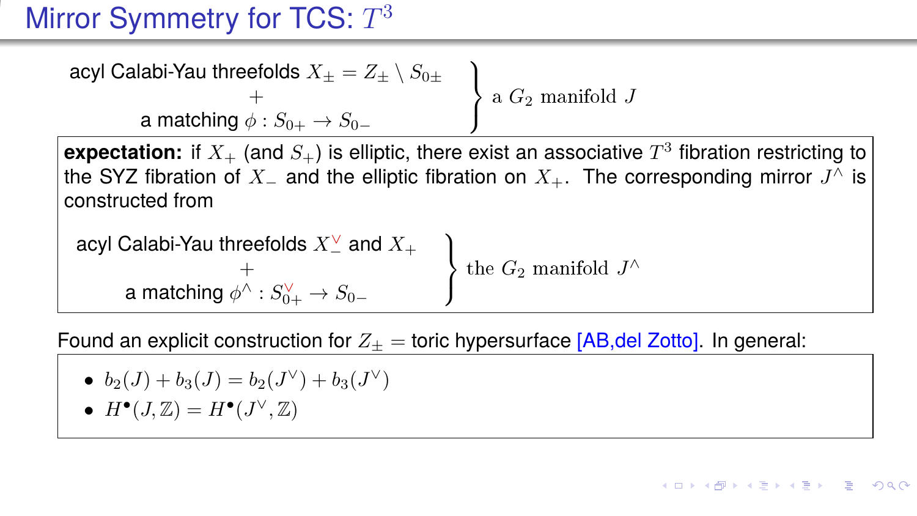# Mirror Symmetry for TCS: $T^3$

$$\left.\begin{array}{c}\text{acyl Calabi-Yau threefolds } X_\pm = Z_\pm \setminus S_{0\pm} \\ + \\ \text{a matching } \phi : S_{0+} \to S_{0-}\end{array}\right\} \text{a } G_2 \text{ manifold } J$$

**expectation:** if $X_+$ (and $S_+$) is elliptic, there exist an associative $T^3$ fibration restricting to the SYZ fibration of $X_-$ and the elliptic fibration on $X_+$. The corresponding mirror $J^\wedge$ is constructed from

$$\left.\begin{array}{c}\text{acyl Calabi-Yau threefolds } X_-^\vee \text{ and } X_+ \\ + \\ \text{a matching } \phi^\wedge : S_{0+}^\vee \to S_{0-}\end{array}\right\} \text{the } G_2 \text{ manifold } J^\wedge$$

Found an explicit construction for $Z_\pm =$ toric hypersurface [AB,del Zotto]. In general:

- $b_2(J) + b_3(J) = b_2(J^\vee) + b_3(J^\vee)$
- $H^\bullet(J, \mathbb{Z}) = H^\bullet(J^\vee, \mathbb{Z})$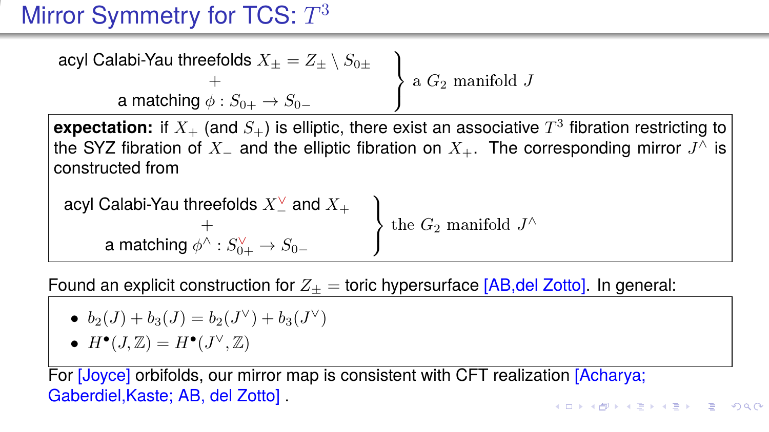# Mirror Symmetry for TCS: $T^3$

$$\left.\begin{array}{c}\text{acyl Calabi-Yau threefolds } X_\pm = Z_\pm \setminus S_{0\pm} \\ + \\ \text{a matching } \phi : S_{0+} \to S_{0-}\end{array}\right\} \text{a } G_2 \text{ manifold } J$$

**expectation:** if $X_+$ (and $S_+$) is elliptic, there exist an associative $T^3$ fibration restricting to the SYZ fibration of $X_-$ and the elliptic fibration on $X_+$. The corresponding mirror $J^\wedge$ is constructed from

$$\left.\begin{array}{c}\text{acyl Calabi-Yau threefolds } X_-^\vee \text{ and } X_+ \\ + \\ \text{a matching } \phi^\wedge : S_{0+}^\vee \to S_{0-}\end{array}\right\} \text{the } G_2 \text{ manifold } J^\wedge$$

Found an explicit construction for $Z_\pm =$ toric hypersurface [AB,del Zotto]. In general:

- $b_2(J) + b_3(J) = b_2(J^\vee) + b_3(J^\vee)$
- $H^\bullet(J, \mathbb{Z}) = H^\bullet(J^\vee, \mathbb{Z})$

For [Joyce] orbifolds, our mirror map is consistent with CFT realization [Acharya; Gaberdiel,Kaste; AB, del Zotto] .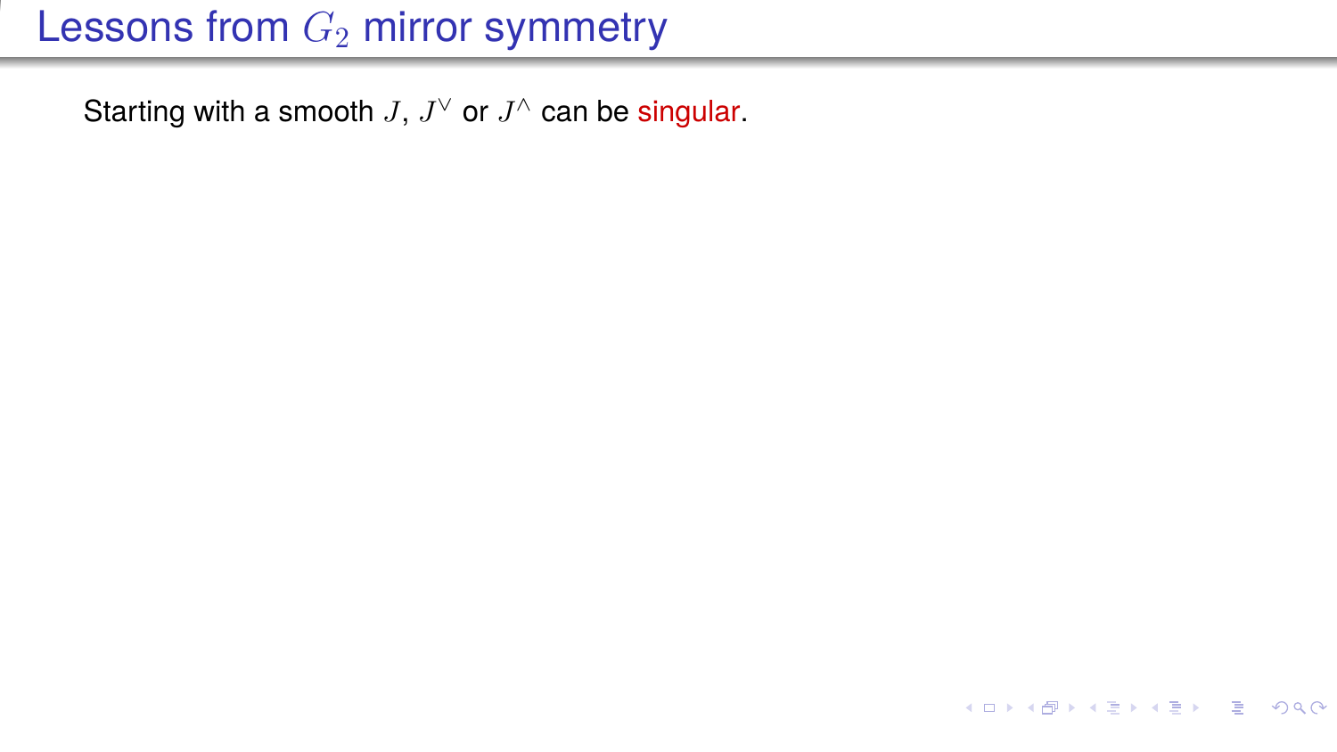# Lessons from $G_2$ mirror symmetry

Starting with a smooth $J$, $J^\vee$ or $J^\wedge$ can be singular.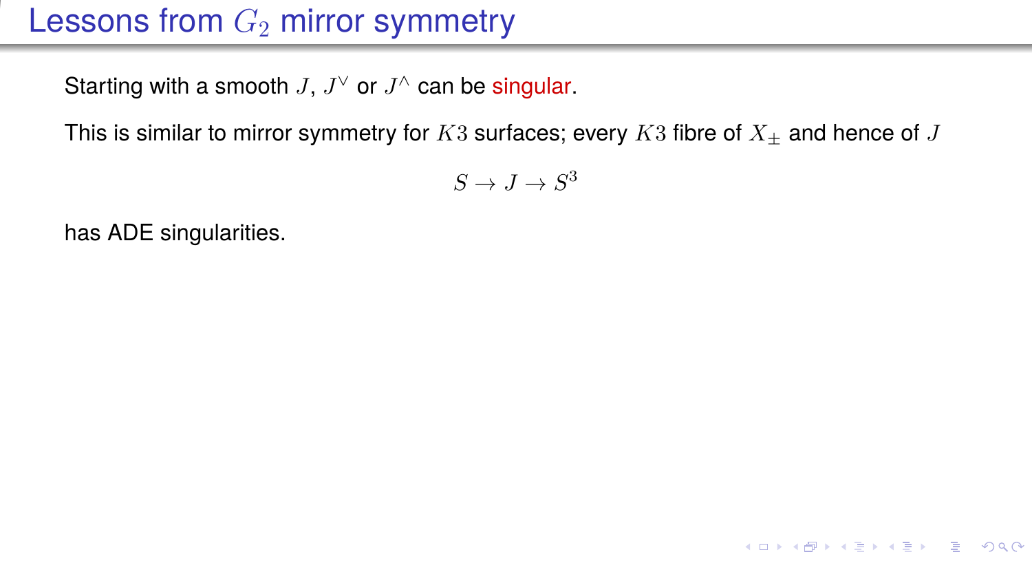# Lessons from $G_2$ mirror symmetry

Starting with a smooth $J$, $J^\vee$ or $J^\wedge$ can be singular.

This is similar to mirror symmetry for $K3$ surfaces; every $K3$ fibre of $X_\pm$ and hence of $J$

$$S \to J \to S^3$$

has ADE singularities.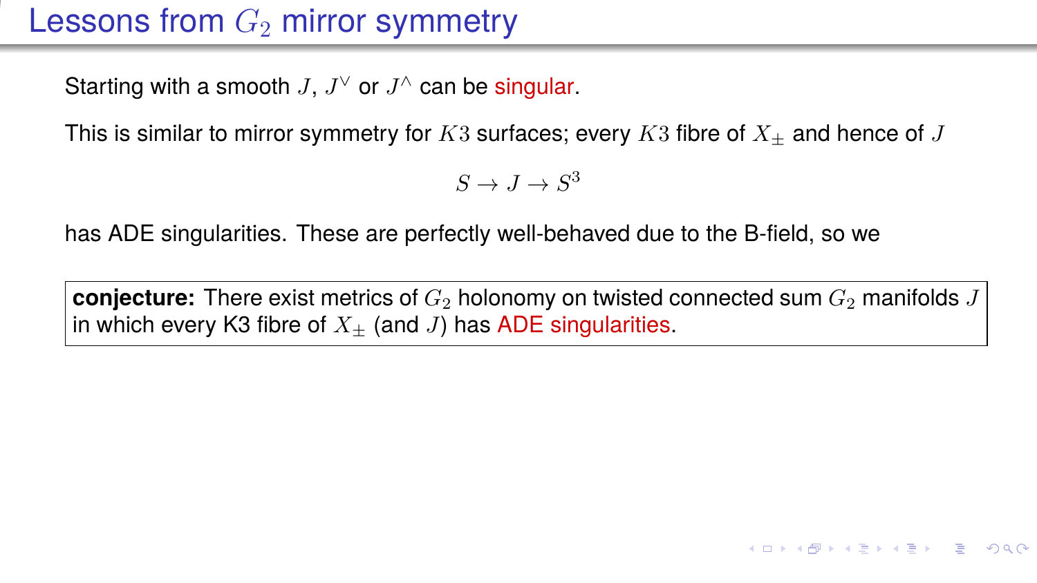# Lessons from $G_2$ mirror symmetry

Starting with a smooth $J$, $J^\vee$ or $J^\wedge$ can be singular.

This is similar to mirror symmetry for $K3$ surfaces; every $K3$ fibre of $X_\pm$ and hence of $J$

$$S \to J \to S^3$$

has ADE singularities. These are perfectly well-behaved due to the B-field, so we

**conjecture:** There exist metrics of $G_2$ holonomy on twisted connected sum $G_2$ manifolds $J$ in which every K3 fibre of $X_\pm$ (and $J$) has ADE singularities.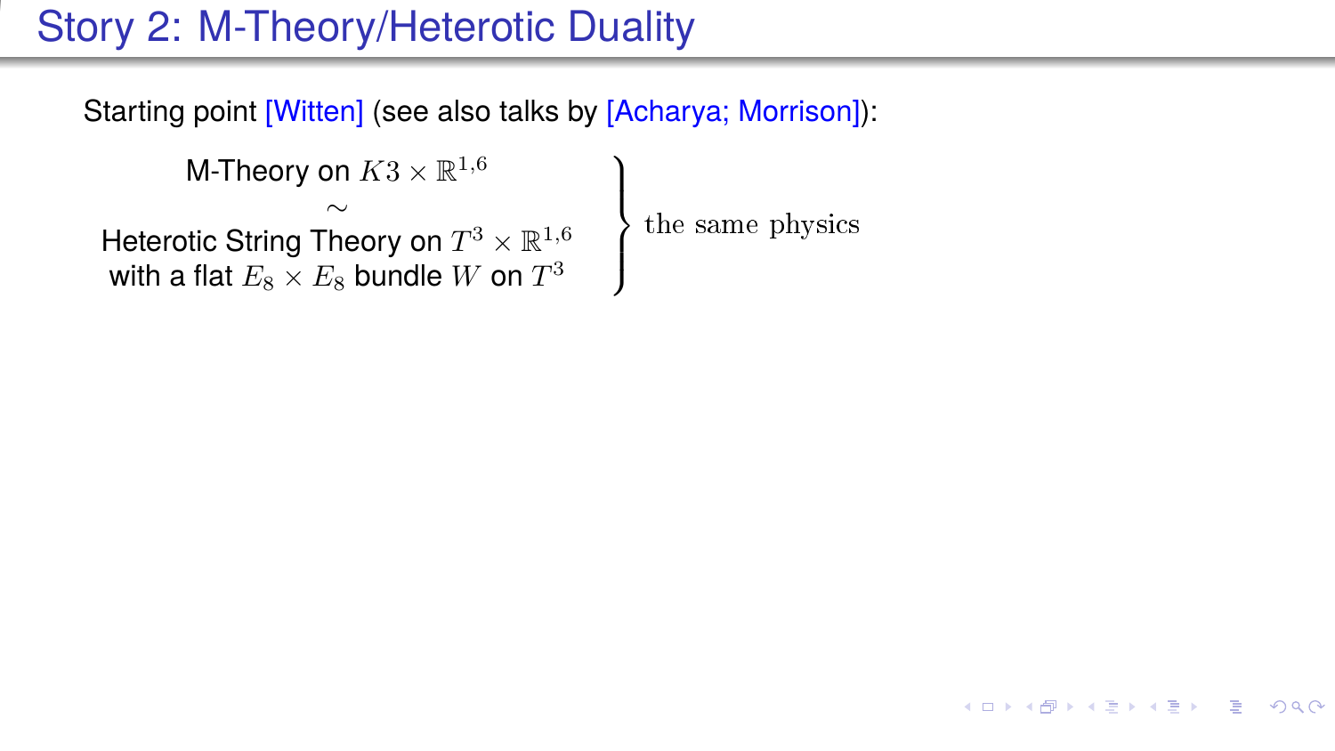# Story 2: M-Theory/Heterotic Duality

Starting point [Witten] (see also talks by [Acharya; Morrison]):

$$
\left.
\begin{array}{c}
\text{M-Theory on } K3 \times \mathbb{R}^{1,6} \\
\sim \\
\text{Heterotic String Theory on } T^3 \times \mathbb{R}^{1,6} \\
\text{with a flat } E_8 \times E_8 \text{ bundle } W \text{ on } T^3
\end{array}
\right\} \text{the same physics}
$$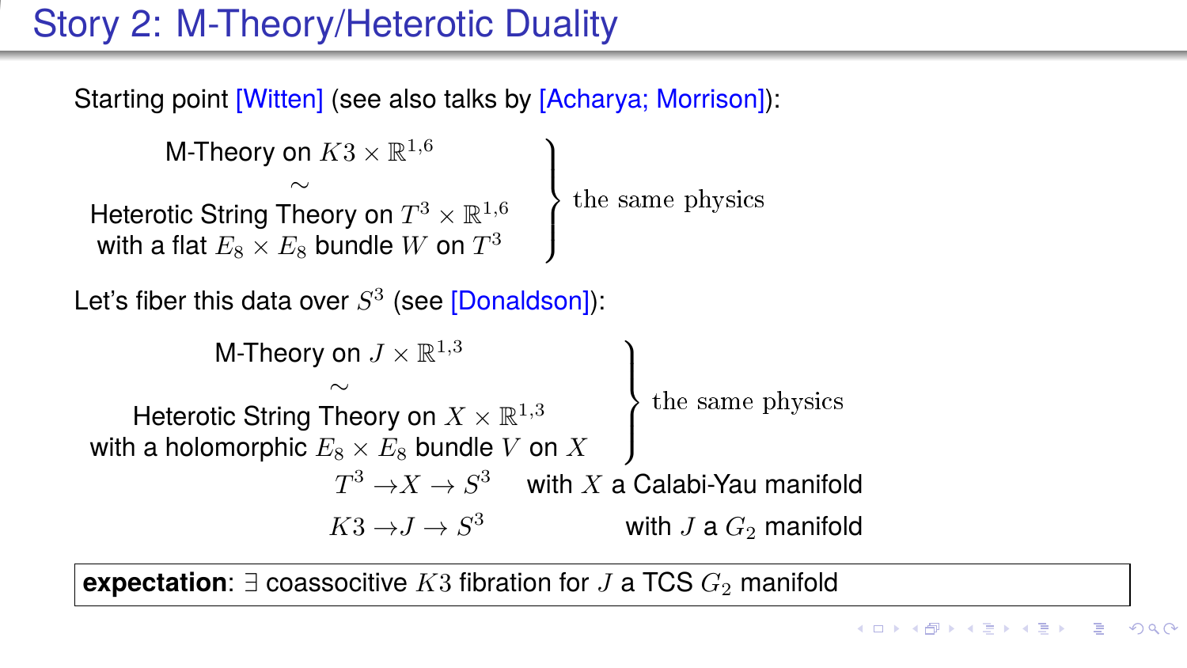# Story 2: M-Theory/Heterotic Duality

Starting point [Witten] (see also talks by [Acharya; Morrison]):

$$\left.\begin{array}{c}\text{M-Theory on } K3 \times \mathbb{R}^{1,6} \\ \sim \\ \text{Heterotic String Theory on } T^3 \times \mathbb{R}^{1,6} \\ \text{with a flat } E_8 \times E_8 \text{ bundle } W \text{ on } T^3\end{array}\right\} \text{the same physics}$$

Let's fiber this data over $S^3$ (see [Donaldson]):

$$\left.\begin{array}{c}\text{M-Theory on } J \times \mathbb{R}^{1,3} \\ \sim \\ \text{Heterotic String Theory on } X \times \mathbb{R}^{1,3} \\ \text{with a holomorphic } E_8 \times E_8 \text{ bundle } V \text{ on } X\end{array}\right\} \text{the same physics}$$

$T^3 \to X \to S^3$ with $X$ a Calabi-Yau manifold

$K3 \to J \to S^3$ with $J$ a $G_2$ manifold

**expectation**: $\exists$ coassocitive $K3$ fibration for $J$ a TCS $G_2$ manifold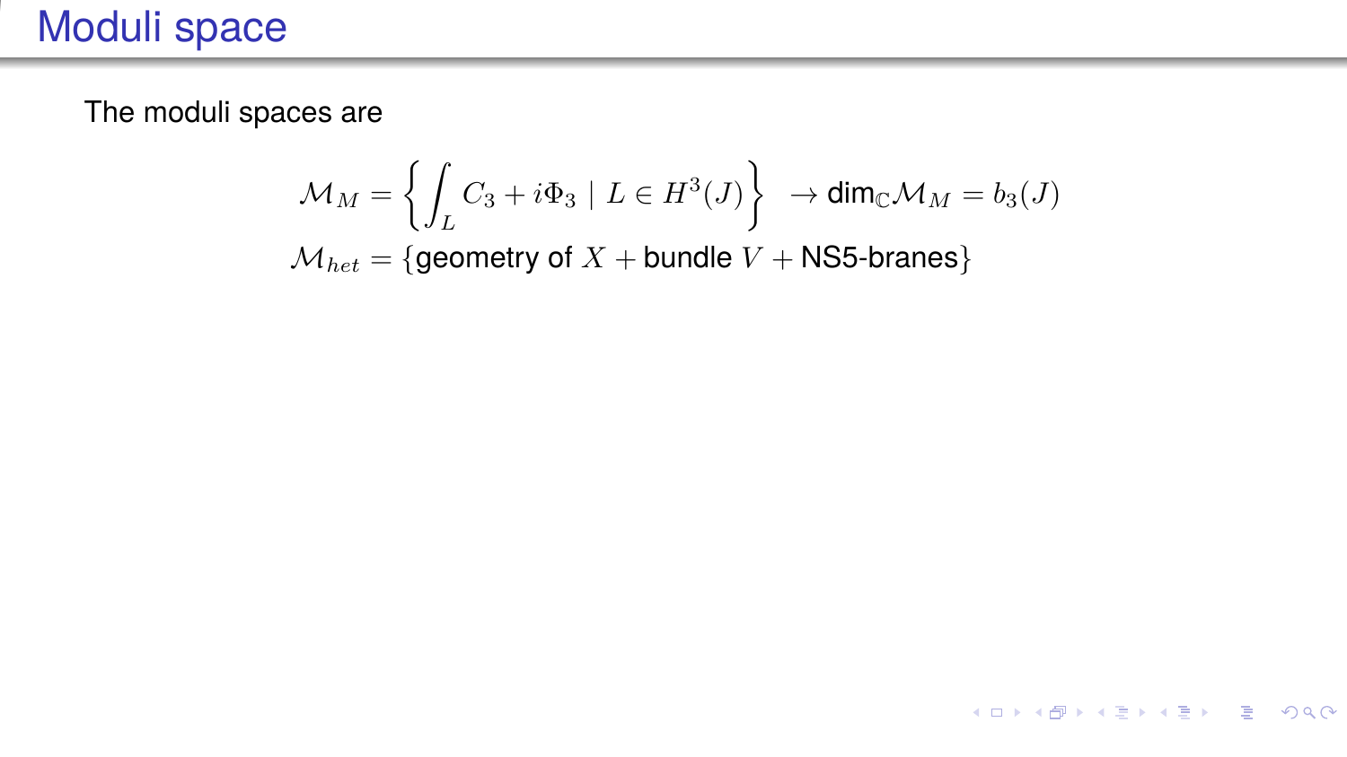# Moduli space

The moduli spaces are

$$\mathcal{M}_M = \left\{ \int_L C_3 + i\Phi_3 \mid L \in H^3(J) \right\} \;\; \to \text{dim}_{\mathbb{C}} \mathcal{M}_M = b_3(J)$$

$$\mathcal{M}_{het} = \{\text{geometry of } X + \text{bundle } V + \text{NS5-branes}\}$$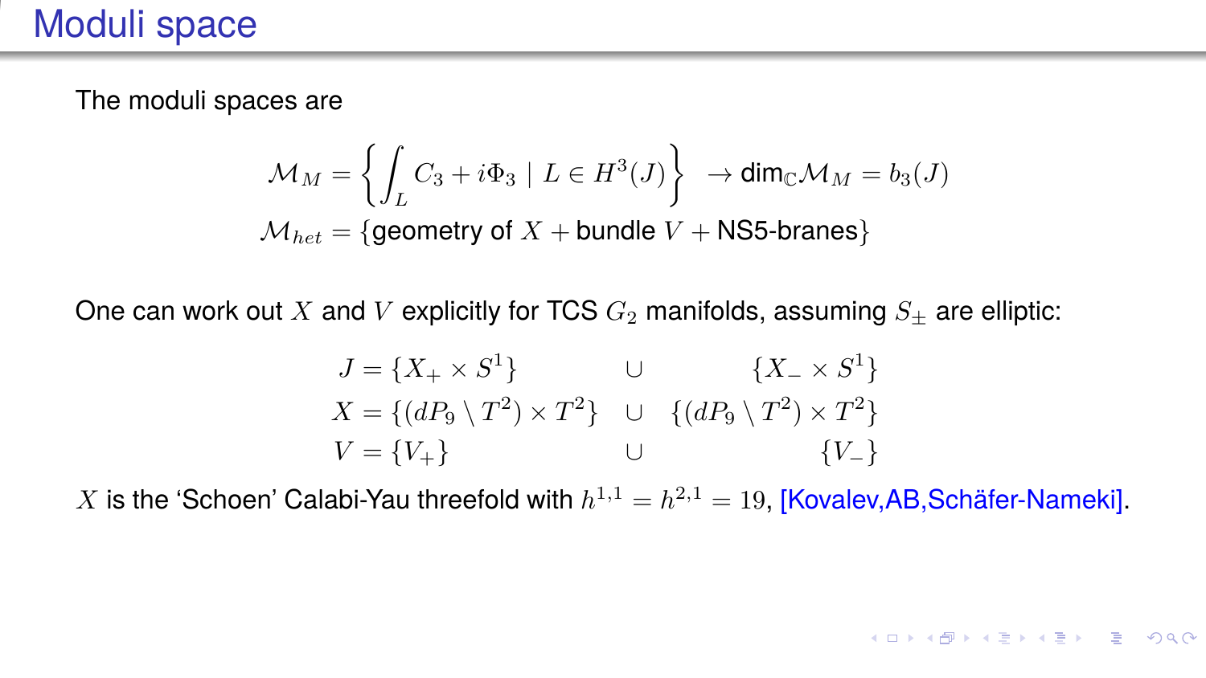# Moduli space

The moduli spaces are

$$\mathcal{M}_M = \left\{ \int_L C_3 + i\Phi_3 \mid L \in H^3(J) \right\} \;\; \to \text{dim}_{\mathbb{C}} \mathcal{M}_M = b_3(J)$$

$$\mathcal{M}_{het} = \{\text{geometry of } X + \text{bundle } V + \text{NS5-branes}\}$$

One can work out $X$ and $V$ explicitly for TCS $G_2$ manifolds, assuming $S_\pm$ are elliptic:

$$\begin{aligned} J &= \{X_+ \times S^1\} && \cup && \{X_- \times S^1\} \\ X &= \{(dP_9 \setminus T^2) \times T^2\} && \cup && \{(dP_9 \setminus T^2) \times T^2\} \\ V &= \{V_+\} && \cup && \{V_-\} \end{aligned}$$

$X$ is the 'Schoen' Calabi-Yau threefold with $h^{1,1} = h^{2,1} = 19$, [Kovalev,AB,Schäfer-Nameki].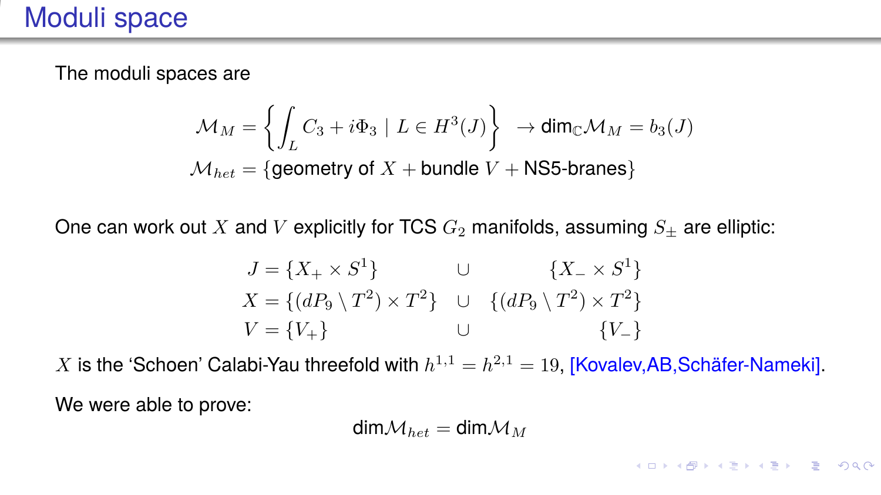# Moduli space

The moduli spaces are

$$\mathcal{M}_M = \left\{ \int_L C_3 + i\Phi_3 \mid L \in H^3(J) \right\} \;\; \rightarrow \text{dim}_{\mathbb{C}}\mathcal{M}_M = b_3(J)$$

$$\mathcal{M}_{het} = \{\text{geometry of } X + \text{bundle } V + \text{NS5-branes}\}$$

One can work out $X$ and $V$ explicitly for TCS $G_2$ manifolds, assuming $S_\pm$ are elliptic:

$$\begin{aligned}
J &= \{X_+ \times S^1\} && \cup && \{X_- \times S^1\} \\
X &= \{(dP_9 \setminus T^2) \times T^2\} && \cup && \{(dP_9 \setminus T^2) \times T^2\} \\
V &= \{V_+\} && \cup && \{V_-\}
\end{aligned}$$

$X$ is the 'Schoen' Calabi-Yau threefold with $h^{1,1} = h^{2,1} = 19$, [Kovalev,AB,Schäfer-Nameki].

We were able to prove:

$$\text{dim}\mathcal{M}_{het} = \text{dim}\mathcal{M}_M$$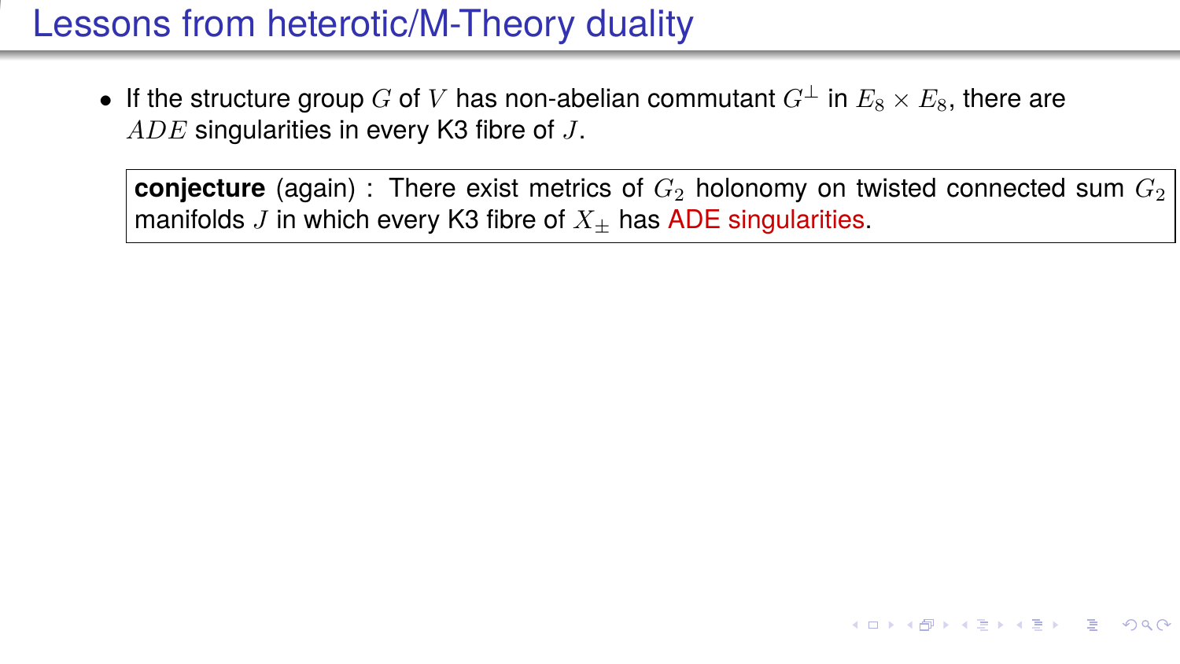# Lessons from heterotic/M-Theory duality

- If the structure group $G$ of $V$ has non-abelian commutant $G^{\perp}$ in $E_8 \times E_8$, there are $ADE$ singularities in every K3 fibre of $J$.

> **conjecture** (again) : There exist metrics of $G_2$ holonomy on twisted connected sum $G_2$ manifolds $J$ in which every K3 fibre of $X_{\pm}$ has ADE singularities.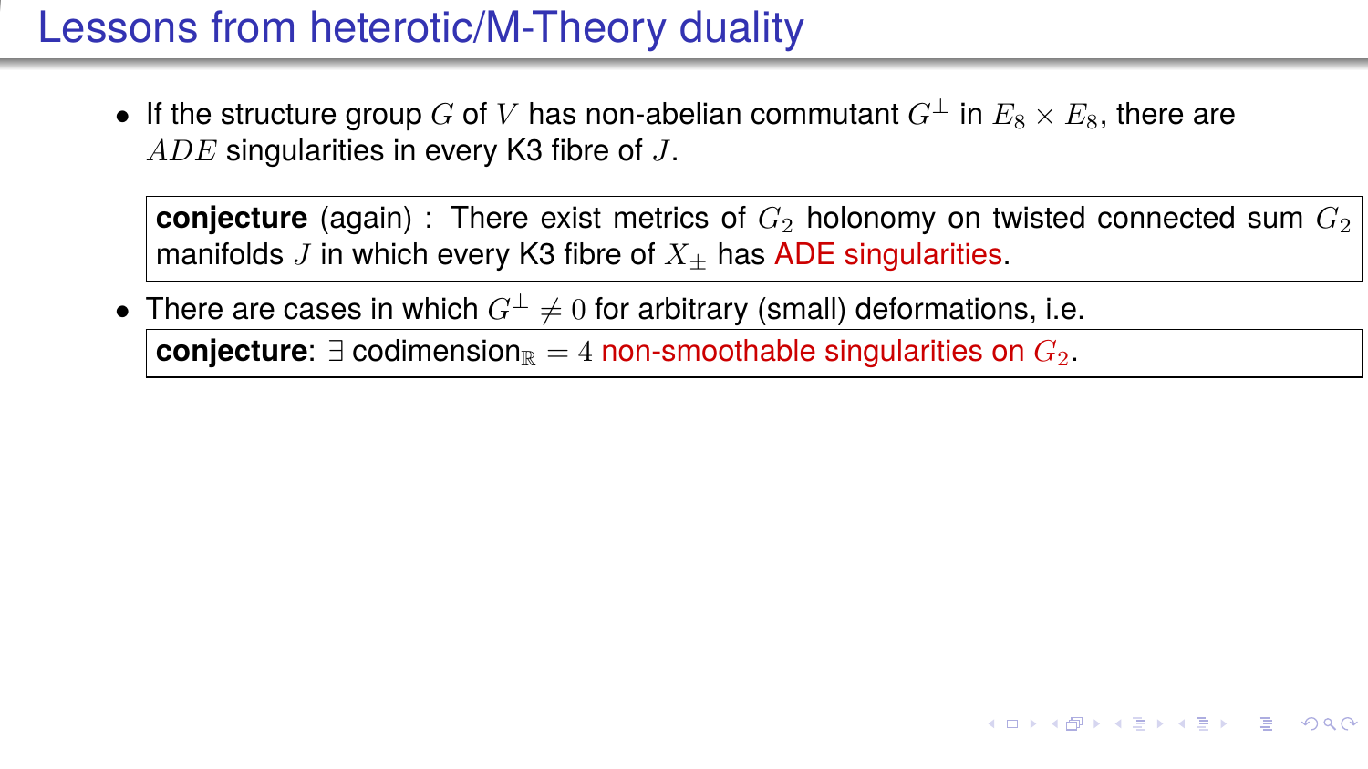# Lessons from heterotic/M-Theory duality

- If the structure group $G$ of $V$ has non-abelian commutant $G^{\perp}$ in $E_8 \times E_8$, there are $ADE$ singularities in every K3 fibre of $J$.

> **conjecture** (again) : There exist metrics of $G_2$ holonomy on twisted connected sum $G_2$ manifolds $J$ in which every K3 fibre of $X_{\pm}$ has ADE singularities.

- There are cases in which $G^{\perp} \neq 0$ for arbitrary (small) deformations, i.e.

> **conjecture**: $\exists$ codimension$_{\mathbb{R}} = 4$ non-smoothable singularities on $G_2$.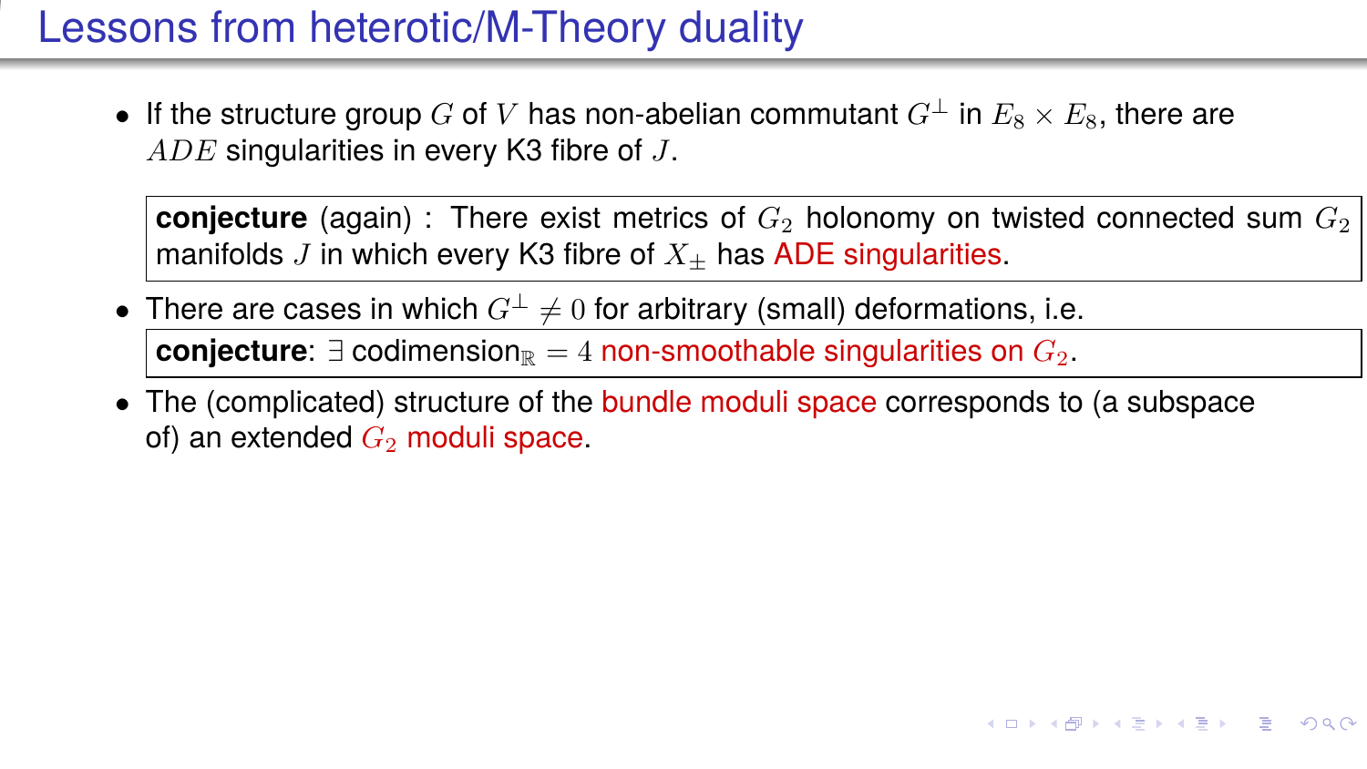# Lessons from heterotic/M-Theory duality

- If the structure group $G$ of $V$ has non-abelian commutant $G^{\perp}$ in $E_8 \times E_8$, there are $ADE$ singularities in every K3 fibre of $J$.

  **conjecture** (again) : There exist metrics of $G_2$ holonomy on twisted connected sum $G_2$ manifolds $J$ in which every K3 fibre of $X_{\pm}$ has ADE singularities.

- There are cases in which $G^{\perp} \neq 0$ for arbitrary (small) deformations, i.e.

  **conjecture**: $\exists$ codimension$_{\mathbb{R}} = 4$ non-smoothable singularities on $G_2$.

- The (complicated) structure of the bundle moduli space corresponds to (a subspace of) an extended $G_2$ moduli space.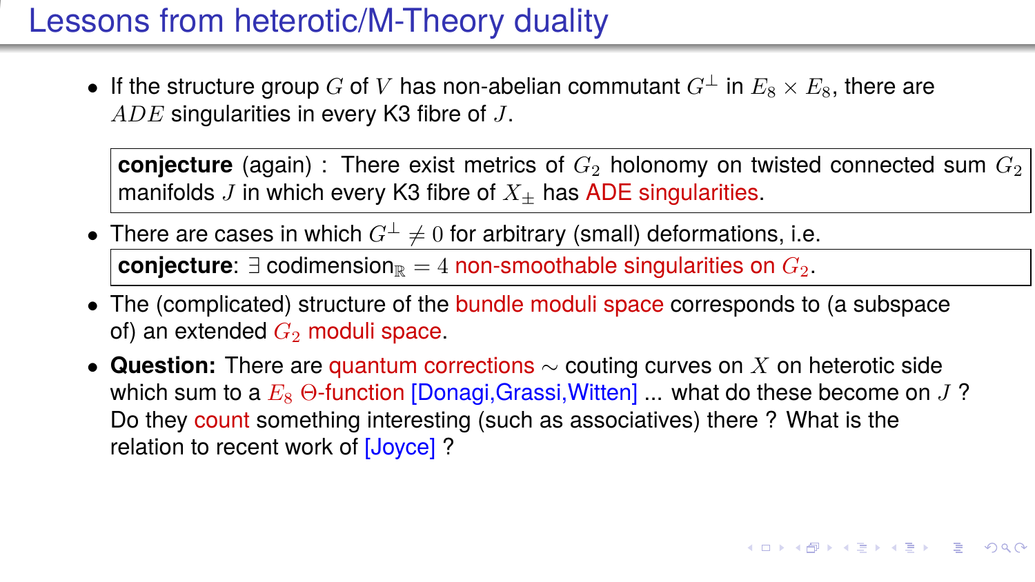# Lessons from heterotic/M-Theory duality

- If the structure group $G$ of $V$ has non-abelian commutant $G^{\perp}$ in $E_8 \times E_8$, there are $ADE$ singularities in every K3 fibre of $J$.

> **conjecture** (again) : There exist metrics of $G_2$ holonomy on twisted connected sum $G_2$ manifolds $J$ in which every K3 fibre of $X_{\pm}$ has ADE singularities.

- There are cases in which $G^{\perp} \neq 0$ for arbitrary (small) deformations, i.e.

> **conjecture**: $\exists$ codimension$_{\mathbb{R}} = 4$ non-smoothable singularities on $G_2$.

- The (complicated) structure of the bundle moduli space corresponds to (a subspace of) an extended $G_2$ moduli space.
- **Question:** There are quantum corrections $\sim$ couting curves on $X$ on heterotic side which sum to a $E_8$ $\Theta$-function [Donagi,Grassi,Witten] ... what do these become on $J$ ? Do they count something interesting (such as associatives) there ? What is the relation to recent work of [Joyce] ?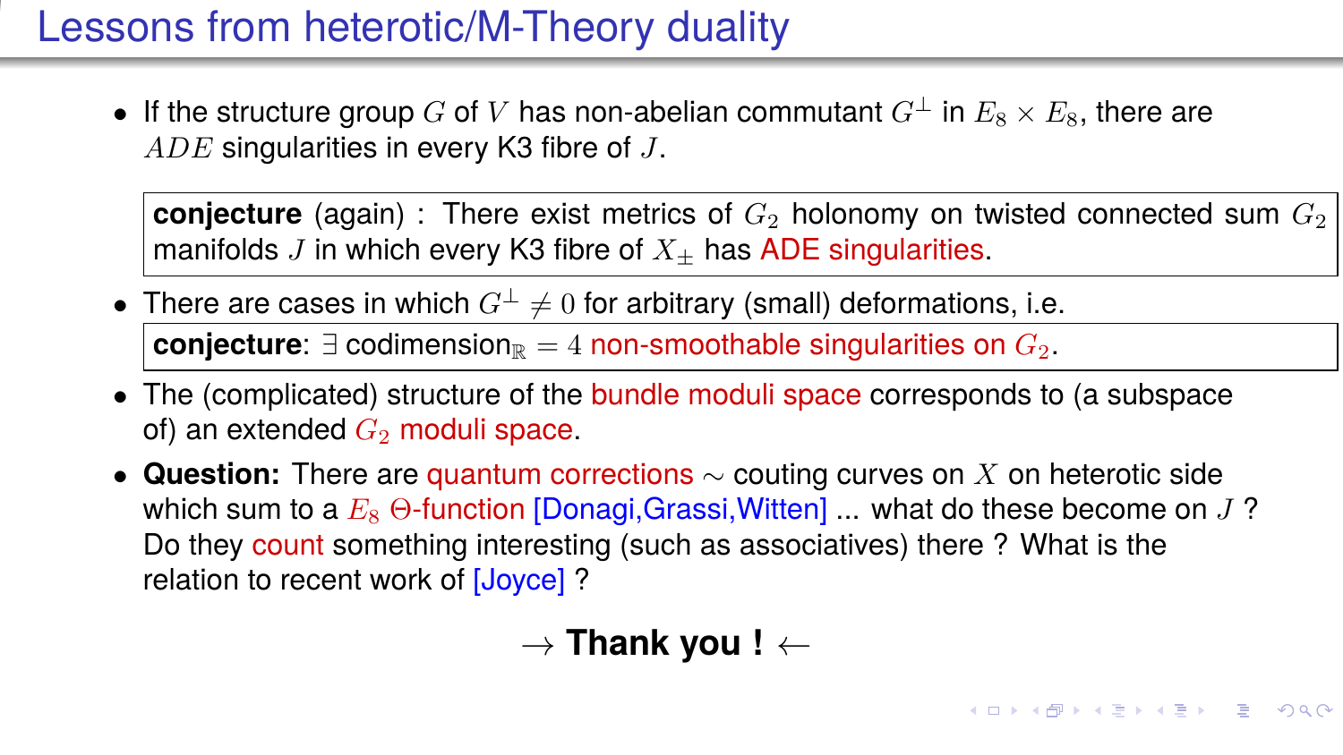# Lessons from heterotic/M-Theory duality

- If the structure group $G$ of $V$ has non-abelian commutant $G^{\perp}$ in $E_8 \times E_8$, there are $ADE$ singularities in every K3 fibre of $J$.

> **conjecture** (again) : There exist metrics of $G_2$ holonomy on twisted connected sum $G_2$ manifolds $J$ in which every K3 fibre of $X_{\pm}$ has ADE singularities.

- There are cases in which $G^{\perp} \neq 0$ for arbitrary (small) deformations, i.e.

> **conjecture**: $\exists$ codimension$_{\mathbb{R}} = 4$ non-smoothable singularities on $G_2$.

- The (complicated) structure of the bundle moduli space corresponds to (a subspace of) an extended $G_2$ moduli space.
- **Question:** There are quantum corrections $\sim$ couting curves on $X$ on heterotic side which sum to a $E_8$ $\Theta$-function [Donagi,Grassi,Witten] ... what do these become on $J$ ? Do they count something interesting (such as associatives) there ? What is the relation to recent work of [Joyce] ?

$\rightarrow$ **Thank you !** $\leftarrow$